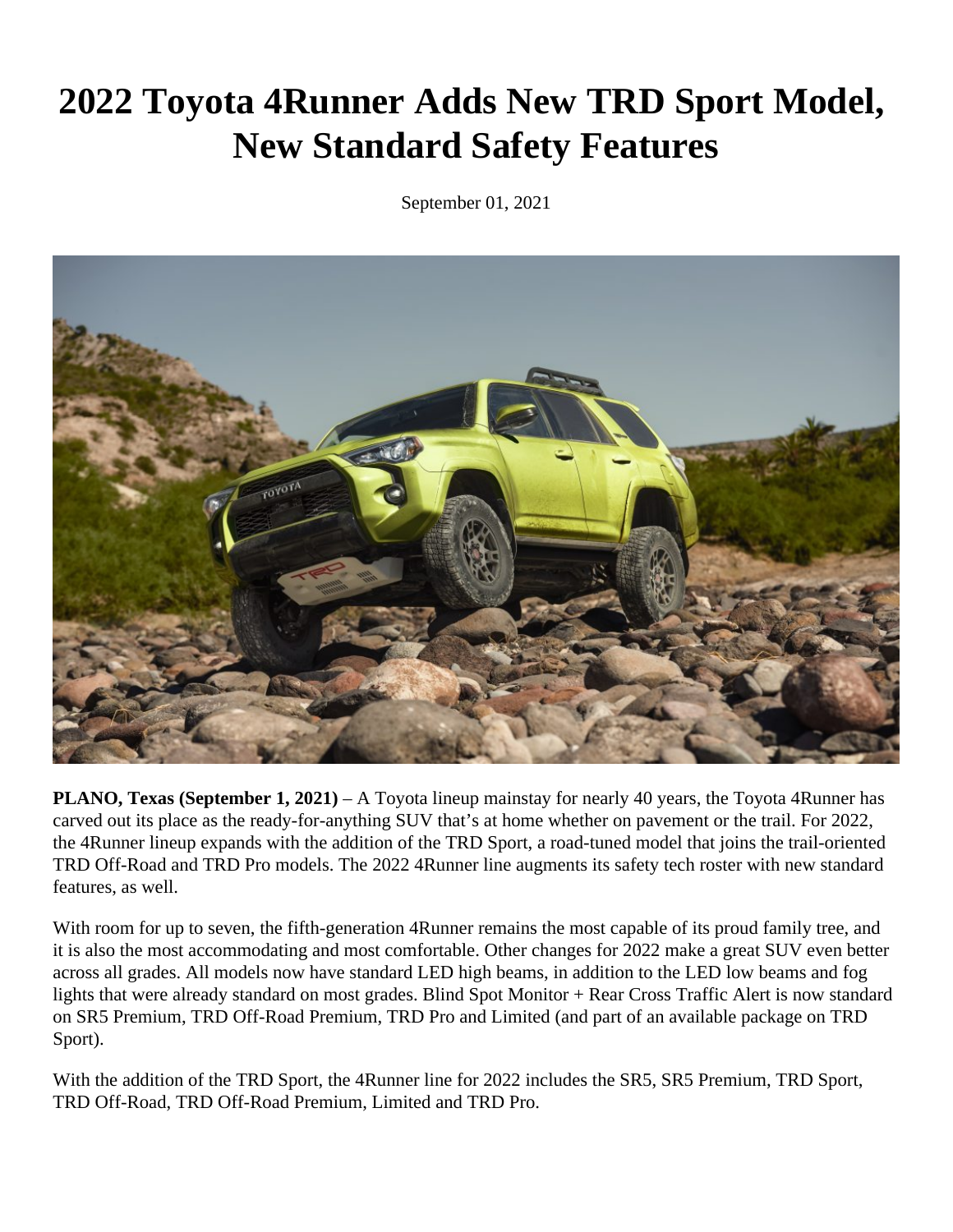# 2022 Toyota 4Runner Adds New TRD Sport Model, New Standard Safety Features

September 01, 2021

**PLANO, Texas (September 1, 2021)** – A Toyota lineup mainstay for nearly 40 years, the Toyota 4Runner has carved out its place as the ready-for-anything SUV that's at home whether on pavement or the trail. For 2022, the 4Runner lineup expands with the addition of the TRD Sport, a road-tuned model that joins the trail-oriented TRD Off-Road and TRD Pro models. The 2022 4Runner line augments its safety tech roster with new standard features, as well.

With room for up to seven, the fifth-generation 4Runner remains the most capable of its proud family tree, and it is also the most accommodating and most comfortable. Other changes for 2022 make a great SUV even better across all grades. All models now have standard LED high beams, in addition to the LED low beams and fog lights that were already standard on most grades. Blind Spot Monitor + Rear Cross Traffic Alert is now standard on SR5 Premium, TRD Off-Road Premium, TRD Pro and Limited (and part of an available package on TRD Sport).

With the addition of the TRD Sport, the 4Runner line for 2022 includes the SR5, SR5 Premium, TRD Sport, TRD Off-Road, TRD Off-Road Premium, Limited and TRD Pro.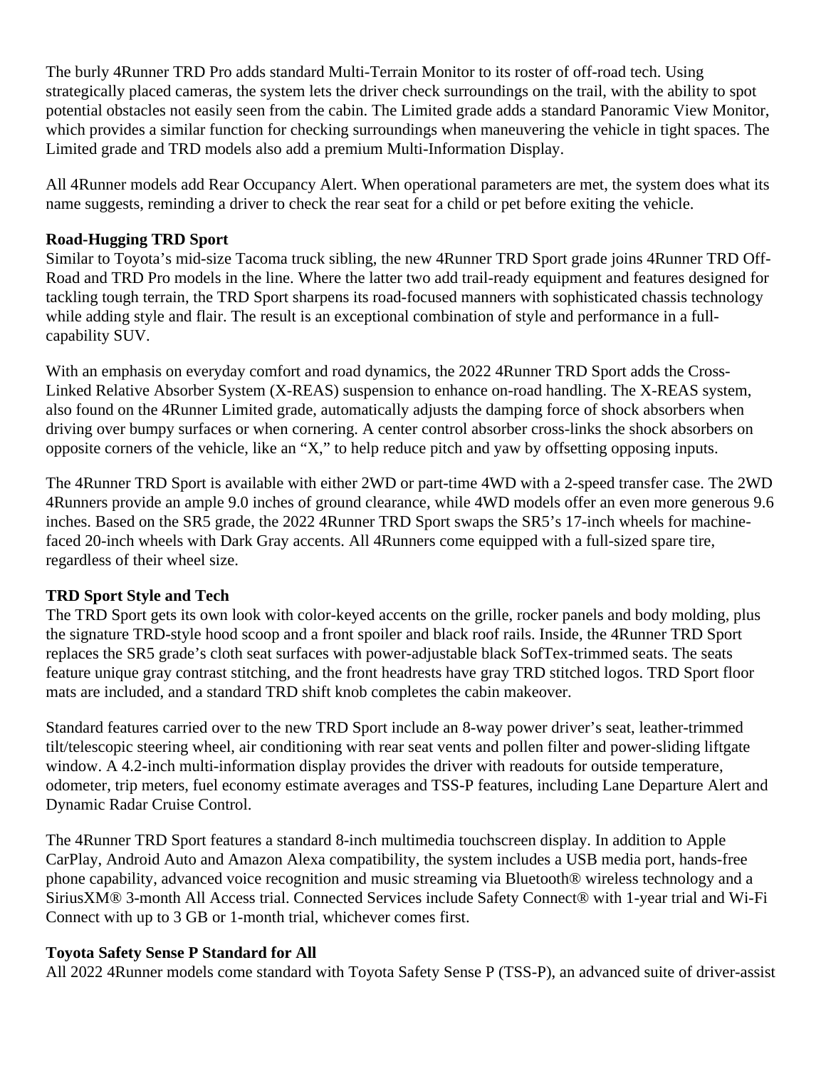The burly 4Runner TRD Pro adds standard Multi-Terrain Monitor to its roster of off-road tech. Using strategically placed cameras, the system lets the driver check surroundings on the trail, with the ability to spot potential obstacles not easily seen from the cabin. The Limited grade adds a standard Panoramic View Monitor, which provides a similar function for checking surroundings when maneuvering the vehicle in tight spaces. The Limited grade and TRD models also add a premium Multi-Information Display.

All 4Runner models add Rear Occupancy Alert. When operational parameters are met, the system does what its name suggests, reminding a driver to check the rear seat for a child or pet before exiting the vehicle.

**Road-Hugging TRD Sport**

Similar to Toyota's mid-size Tacoma truck sibling, the new 4Runner TRD Sport grade joins 4Runner TRD Off-Road and TRD Pro models in the line. Where the latter two add trail-ready equipment and features designed for tackling tough terrain, the TRD Sport sharpens its road-focused manners with sophisticated chassis technology while adding style and flair. The result is an exceptional combination of style and performance in a full-capability SUV.

With an emphasis on everyday comfort and road dynamics, the 2022 4Runner TRD Sport adds the Cross-Linked Relative Absorber System (X-REAS) suspension to enhance on-road handling. The X-REAS system, also found on the 4Runner Limited grade, automatically adjusts the damping force of shock absorbers when driving over bumpy surfaces or when cornering. A center control absorber cross-links the shock absorbers on opposite corners of the vehicle, like an "X," to help reduce pitch and yaw by offsetting opposing inputs.

The 4Runner TRD Sport is available with either 2WD or part-time 4WD with a 2-speed transfer case. The 2WD 4Runners provide an ample 9.0 inches of ground clearance, while 4WD models offer an even more generous 9.6 inches. Based on the SR5 grade, the 2022 4Runner TRD Sport swaps the SR5's 17-inch wheels for machine-faced 20-inch wheels with Dark Gray accents. All 4Runners come equipped with a full-sized spare tire, regardless of their wheel size.

**TRD Sport Style and Tech**

The TRD Sport gets its own look with color-keyed accents on the grille, rocker panels and body molding, plus the signature TRD-style hood scoop and a front spoiler and black roof rails. Inside, the 4Runner TRD Sport replaces the SR5 grade's cloth seat surfaces with power-adjustable black SofTex-trimmed seats. The seats feature unique gray contrast stitching, and the front headrests have gray TRD stitched logos. TRD Sport floor mats are included, and a standard TRD shift knob completes the cabin makeover.

Standard features carried over to the new TRD Sport include an 8-way power driver's seat, leather-trimmed tilt/telescopic steering wheel, air conditioning with rear seat vents and pollen filter and power-sliding liftgate window. A 4.2-inch multi-information display provides the driver with readouts for outside temperature, odometer, trip meters, fuel economy estimate averages and TSS-P features, including Lane Departure Alert and Dynamic Radar Cruise Control.

The 4Runner TRD Sport features a standard 8-inch multimedia touchscreen display. In addition to Apple CarPlay, Android Auto and Amazon Alexa compatibility, the system includes a USB media port, hands-free phone capability, advanced voice recognition and music streaming via Bluetooth® wireless technology and a SiriusXM® 3-month All Access trial. Connected Services include Safety Connect® with 1-year trial and Wi-Fi Connect with up to 3 GB or 1-month trial, whichever comes first.

**Toyota Safety Sense P Standard for All**

All 2022 4Runner models come standard with Toyota Safety Sense P (TSS-P), an advanced suite of driver-assist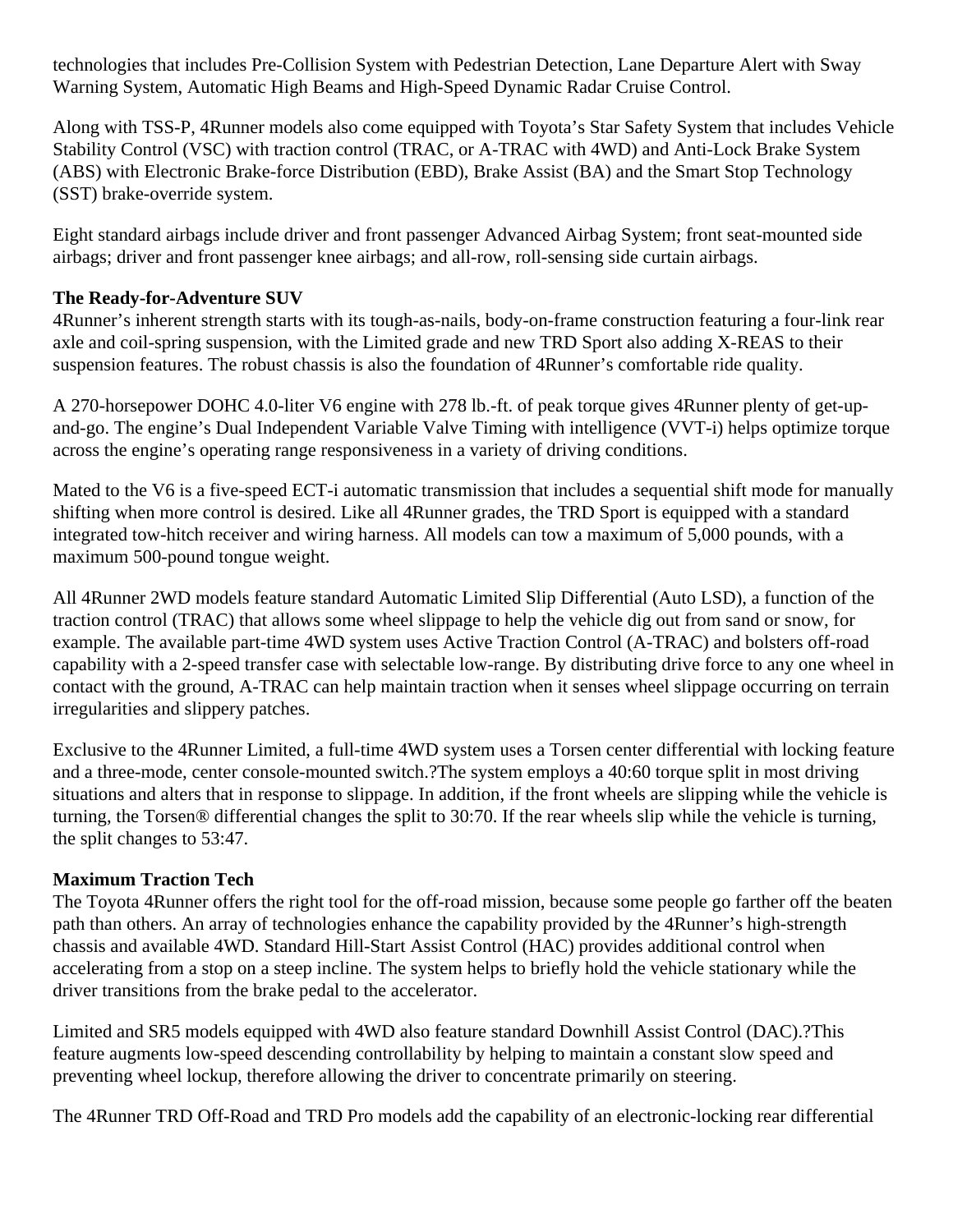technologies that includes Pre-Collision System with Pedestrian Detection, Lane Departure Alert with Sway Warning System, Automatic High Beams and High-Speed Dynamic Radar Cruise Control.

Along with TSS-P, 4Runner models also come equipped with Toyota's Star Safety System that includes Vehicle Stability Control (VSC) with traction control (TRAC, or A-TRAC with 4WD) and Anti-Lock Brake System (ABS) with Electronic Brake-force Distribution (EBD), Brake Assist (BA) and the Smart Stop Technology (SST) brake-override system.

Eight standard airbags include driver and front passenger Advanced Airbag System; front seat-mounted side airbags; driver and front passenger knee airbags; and all-row, roll-sensing side curtain airbags.

**The Ready-for-Adventure SUV**

4Runner's inherent strength starts with its tough-as-nails, body-on-frame construction featuring a four-link rear axle and coil-spring suspension, with the Limited grade and new TRD Sport also adding X-REAS to their suspension features. The robust chassis is also the foundation of 4Runner's comfortable ride quality.

A 270-horsepower DOHC 4.0-liter V6 engine with 278 lb.-ft. of peak torque gives 4Runner plenty of get-up-and-go. The engine's Dual Independent Variable Valve Timing with intelligence (VVT-i) helps optimize torque across the engine's operating range responsiveness in a variety of driving conditions.

Mated to the V6 is a five-speed ECT-i automatic transmission that includes a sequential shift mode for manually shifting when more control is desired. Like all 4Runner grades, the TRD Sport is equipped with a standard integrated tow-hitch receiver and wiring harness. All models can tow a maximum of 5,000 pounds, with a maximum 500-pound tongue weight.

All 4Runner 2WD models feature standard Automatic Limited Slip Differential (Auto LSD), a function of the traction control (TRAC) that allows some wheel slippage to help the vehicle dig out from sand or snow, for example. The available part-time 4WD system uses Active Traction Control (A-TRAC) and bolsters off-road capability with a 2-speed transfer case with selectable low-range. By distributing drive force to any one wheel in contact with the ground, A-TRAC can help maintain traction when it senses wheel slippage occurring on terrain irregularities and slippery patches.

Exclusive to the 4Runner Limited, a full-time 4WD system uses a Torsen center differential with locking feature and a three-mode, center console-mounted switch.?The system employs a 40:60 torque split in most driving situations and alters that in response to slippage. In addition, if the front wheels are slipping while the vehicle is turning, the Torsen® differential changes the split to 30:70. If the rear wheels slip while the vehicle is turning, the split changes to 53:47.

**Maximum Traction Tech**

The Toyota 4Runner offers the right tool for the off-road mission, because some people go farther off the beaten path than others. An array of technologies enhance the capability provided by the 4Runner's high-strength chassis and available 4WD. Standard Hill-Start Assist Control (HAC) provides additional control when accelerating from a stop on a steep incline. The system helps to briefly hold the vehicle stationary while the driver transitions from the brake pedal to the accelerator.

Limited and SR5 models equipped with 4WD also feature standard Downhill Assist Control (DAC).?This feature augments low-speed descending controllability by helping to maintain a constant slow speed and preventing wheel lockup, therefore allowing the driver to concentrate primarily on steering.

The 4Runner TRD Off-Road and TRD Pro models add the capability of an electronic-locking rear differential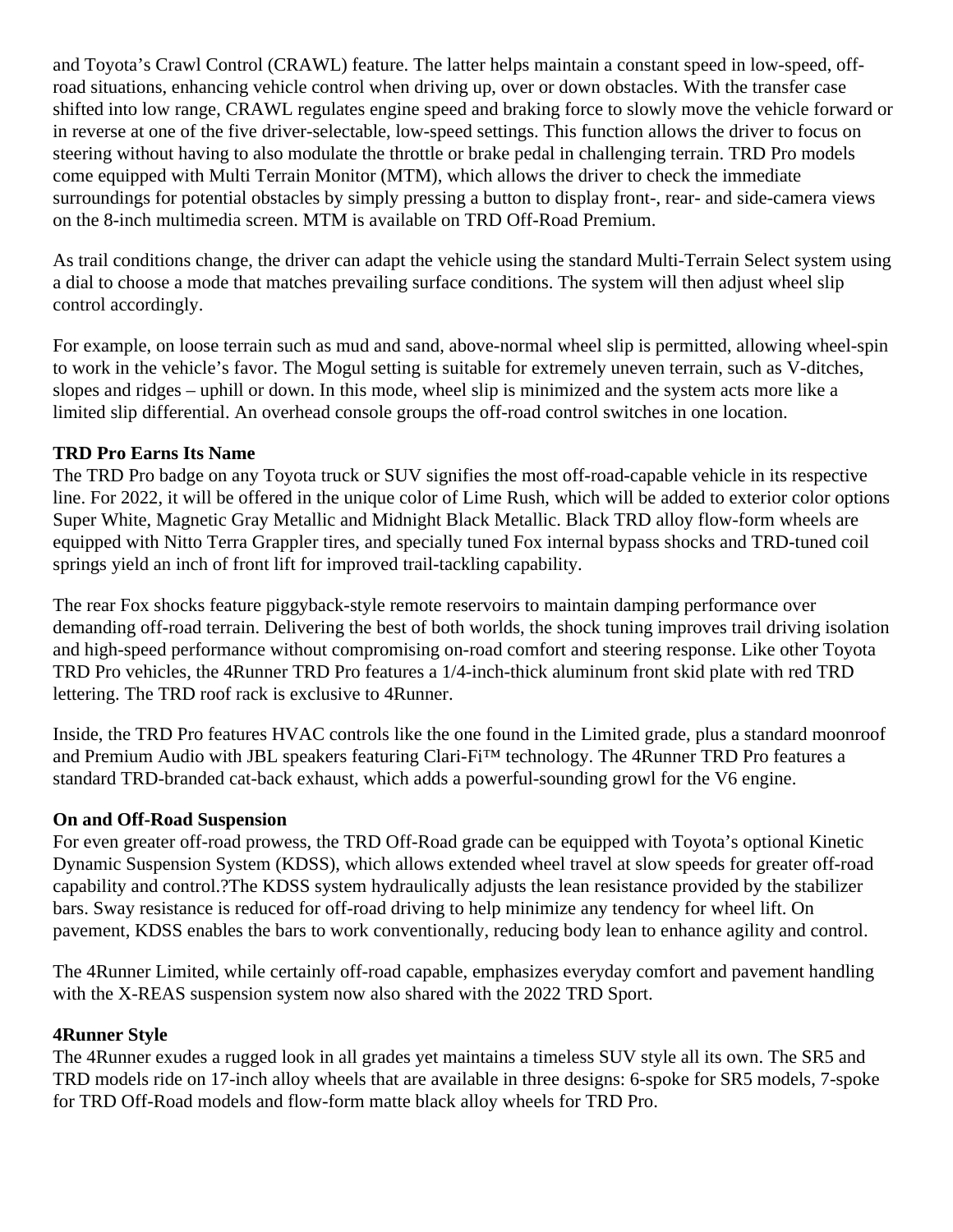and Toyota's Crawl Control (CRAWL) feature. The latter helps maintain a constant speed in low-speed, off-road situations, enhancing vehicle control when driving up, over or down obstacles. With the transfer case shifted into low range, CRAWL regulates engine speed and braking force to slowly move the vehicle forward or in reverse at one of the five driver-selectable, low-speed settings. This function allows the driver to focus on steering without having to also modulate the throttle or brake pedal in challenging terrain. TRD Pro models come equipped with Multi Terrain Monitor (MTM), which allows the driver to check the immediate surroundings for potential obstacles by simply pressing a button to display front-, rear- and side-camera views on the 8-inch multimedia screen. MTM is available on TRD Off-Road Premium.

As trail conditions change, the driver can adapt the vehicle using the standard Multi-Terrain Select system using a dial to choose a mode that matches prevailing surface conditions. The system will then adjust wheel slip control accordingly.

For example, on loose terrain such as mud and sand, above-normal wheel slip is permitted, allowing wheel-spin to work in the vehicle's favor. The Mogul setting is suitable for extremely uneven terrain, such as V-ditches, slopes and ridges – uphill or down. In this mode, wheel slip is minimized and the system acts more like a limited slip differential. An overhead console groups the off-road control switches in one location.

**TRD Pro Earns Its Name**

The TRD Pro badge on any Toyota truck or SUV signifies the most off-road-capable vehicle in its respective line. For 2022, it will be offered in the unique color of Lime Rush, which will be added to exterior color options Super White, Magnetic Gray Metallic and Midnight Black Metallic. Black TRD alloy flow-form wheels are equipped with Nitto Terra Grappler tires, and specially tuned Fox internal bypass shocks and TRD-tuned coil springs yield an inch of front lift for improved trail-tackling capability.

The rear Fox shocks feature piggyback-style remote reservoirs to maintain damping performance over demanding off-road terrain. Delivering the best of both worlds, the shock tuning improves trail driving isolation and high-speed performance without compromising on-road comfort and steering response. Like other Toyota TRD Pro vehicles, the 4Runner TRD Pro features a 1/4-inch-thick aluminum front skid plate with red TRD lettering. The TRD roof rack is exclusive to 4Runner.

Inside, the TRD Pro features HVAC controls like the one found in the Limited grade, plus a standard moonroof and Premium Audio with JBL speakers featuring Clari-Fi™ technology. The 4Runner TRD Pro features a standard TRD-branded cat-back exhaust, which adds a powerful-sounding growl for the V6 engine.

**On and Off-Road Suspension**

For even greater off-road prowess, the TRD Off-Road grade can be equipped with Toyota's optional Kinetic Dynamic Suspension System (KDSS), which allows extended wheel travel at slow speeds for greater off-road capability and control.?The KDSS system hydraulically adjusts the lean resistance provided by the stabilizer bars. Sway resistance is reduced for off-road driving to help minimize any tendency for wheel lift. On pavement, KDSS enables the bars to work conventionally, reducing body lean to enhance agility and control.

The 4Runner Limited, while certainly off-road capable, emphasizes everyday comfort and pavement handling with the X-REAS suspension system now also shared with the 2022 TRD Sport.

**4Runner Style**

The 4Runner exudes a rugged look in all grades yet maintains a timeless SUV style all its own. The SR5 and TRD models ride on 17-inch alloy wheels that are available in three designs: 6-spoke for SR5 models, 7-spoke for TRD Off-Road models and flow-form matte black alloy wheels for TRD Pro.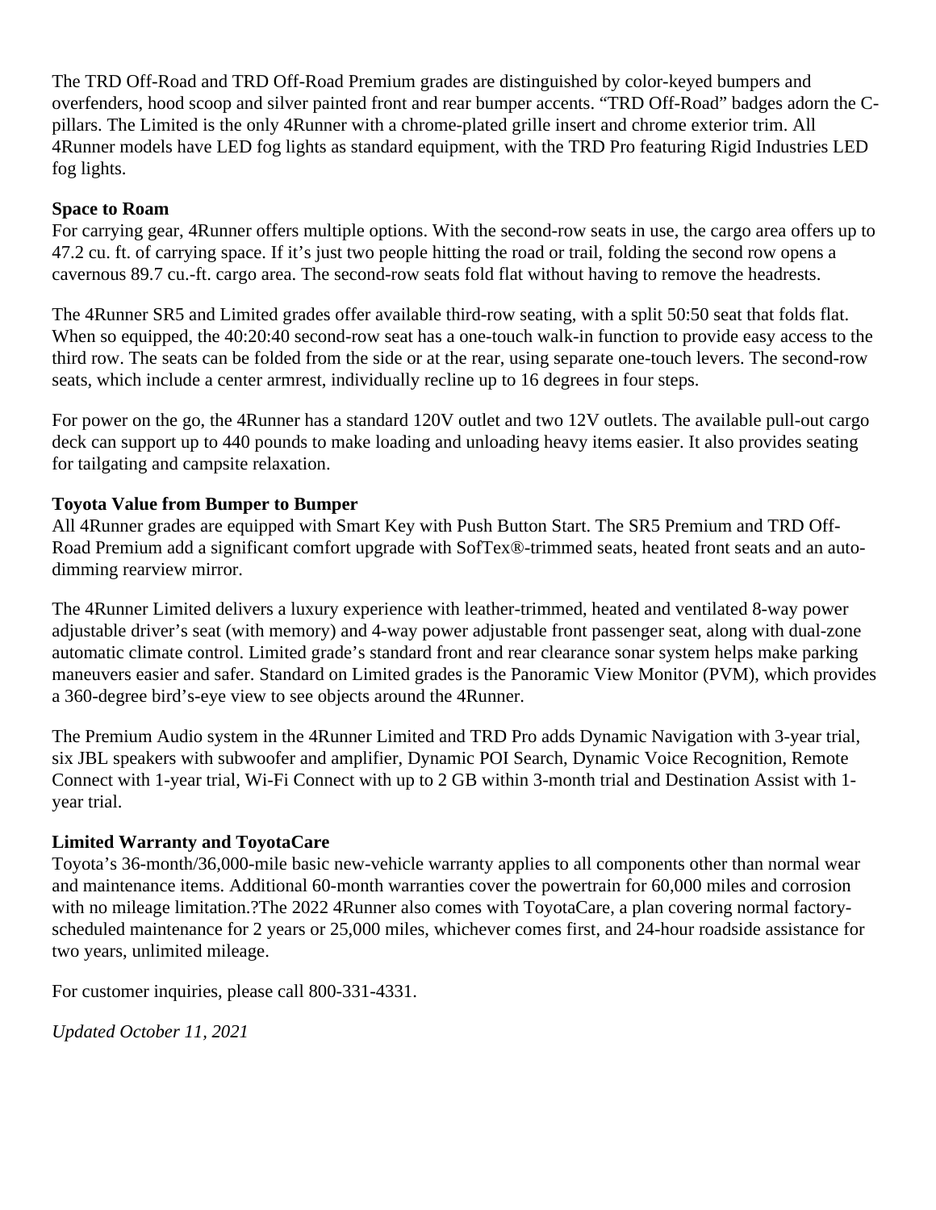The TRD Off-Road and TRD Off-Road Premium grades are distinguished by color-keyed bumpers and overfenders, hood scoop and silver painted front and rear bumper accents. “TRD Off-Road” badges adorn the C-pillars. The Limited is the only 4Runner with a chrome-plated grille insert and chrome exterior trim. All 4Runner models have LED fog lights as standard equipment, with the TRD Pro featuring Rigid Industries LED fog lights.

**Space to Roam**

For carrying gear, 4Runner offers multiple options. With the second-row seats in use, the cargo area offers up to 47.2 cu. ft. of carrying space. If it’s just two people hitting the road or trail, folding the second row opens a cavernous 89.7 cu.-ft. cargo area. The second-row seats fold flat without having to remove the headrests.

The 4Runner SR5 and Limited grades offer available third-row seating, with a split 50:50 seat that folds flat. When so equipped, the 40:20:40 second-row seat has a one-touch walk-in function to provide easy access to the third row. The seats can be folded from the side or at the rear, using separate one-touch levers. The second-row seats, which include a center armrest, individually recline up to 16 degrees in four steps.

For power on the go, the 4Runner has a standard 120V outlet and two 12V outlets. The available pull-out cargo deck can support up to 440 pounds to make loading and unloading heavy items easier. It also provides seating for tailgating and campsite relaxation.

**Toyota Value from Bumper to Bumper**

All 4Runner grades are equipped with Smart Key with Push Button Start. The SR5 Premium and TRD Off-Road Premium add a significant comfort upgrade with SofTex®-trimmed seats, heated front seats and an auto-dimming rearview mirror.

The 4Runner Limited delivers a luxury experience with leather-trimmed, heated and ventilated 8-way power adjustable driver’s seat (with memory) and 4-way power adjustable front passenger seat, along with dual-zone automatic climate control. Limited grade’s standard front and rear clearance sonar system helps make parking maneuvers easier and safer. Standard on Limited grades is the Panoramic View Monitor (PVM), which provides a 360-degree bird’s-eye view to see objects around the 4Runner.

The Premium Audio system in the 4Runner Limited and TRD Pro adds Dynamic Navigation with 3-year trial, six JBL speakers with subwoofer and amplifier, Dynamic POI Search, Dynamic Voice Recognition, Remote Connect with 1-year trial, Wi-Fi Connect with up to 2 GB within 3-month trial and Destination Assist with 1-year trial.

**Limited Warranty and ToyotaCare**

Toyota’s 36-month/36,000-mile basic new-vehicle warranty applies to all components other than normal wear and maintenance items. Additional 60-month warranties cover the powertrain for 60,000 miles and corrosion with no mileage limitation.?The 2022 4Runner also comes with ToyotaCare, a plan covering normal factory-scheduled maintenance for 2 years or 25,000 miles, whichever comes first, and 24-hour roadside assistance for two years, unlimited mileage.

For customer inquiries, please call 800-331-4331.

*Updated October 11, 2021*